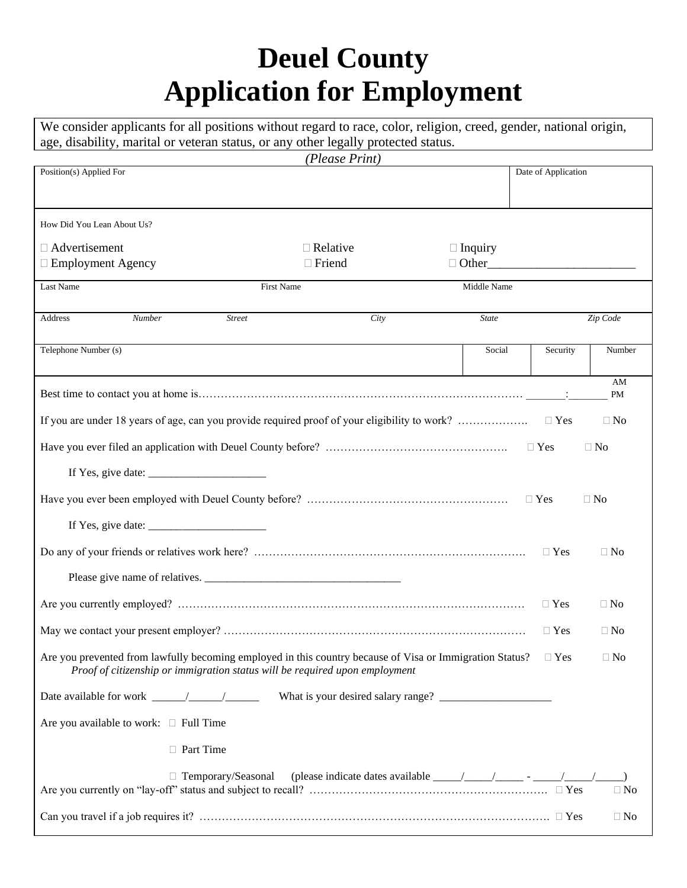# Deuel County
# Application for Employment

We consider applicants for all positions without regard to race, color, religion, creed, gender, national origin, age, disability, marital or veteran status, or any other legally protected status.

*(Please Print)*

| Position(s) Applied For | Date of Application |
|---|---|
| | |

How Did You Lean About Us?

- ☐ Advertisement ☐ Relative ☐ Inquiry
- ☐ Employment Agency ☐ Friend ☐ Other________________________

| Last Name | First Name | Middle Name |
|---|---|---|
| | | |

| Address | *Number* | *Street* | *City* | *State* | *Zip Code* |
|---|---|---|---|---|---|
| | | | | | |

| Telephone Number (s) | Social Security Number |
|---|---|
| | |

Best time to contact you at home is……………………………………………………………………………… _______:_______ AM PM

If you are under 18 years of age, can you provide required proof of your eligibility to work? ………………. ☐ Yes ☐ No

Have you ever filed an application with Deuel County before? ………………………………………….. ☐ Yes ☐ No

If Yes, give date: ____________________

Have you ever been employed with Deuel County before? ……………………………………………… ☐ Yes ☐ No

If Yes, give date: ____________________

Do any of your friends or relatives work here? ………………………………………………………………. ☐ Yes ☐ No

Please give name of relatives. _________________________________

Are you currently employed? ………………………………………………………………………………… ☐ Yes ☐ No

May we contact your present employer? ……………………………………………………………………… ☐ Yes ☐ No

Are you prevented from lawfully becoming employed in this country because of Visa or Immigration Status? ☐ Yes ☐ No
*Proof of citizenship or immigration status will be required upon employment*

Date available for work ______/______/______ What is your desired salary range? ___________________

Are you available to work: ☐ Full Time

☐ Part Time

☐ Temporary/Seasonal (please indicate dates available _____/_____/_____ - _____/_____/_____)

Are you currently on "lay-off" status and subject to recall? ………………………………………………………. ☐ Yes ☐ No

Can you travel if a job requires it? ………………………………………………………………………………. ☐ Yes ☐ No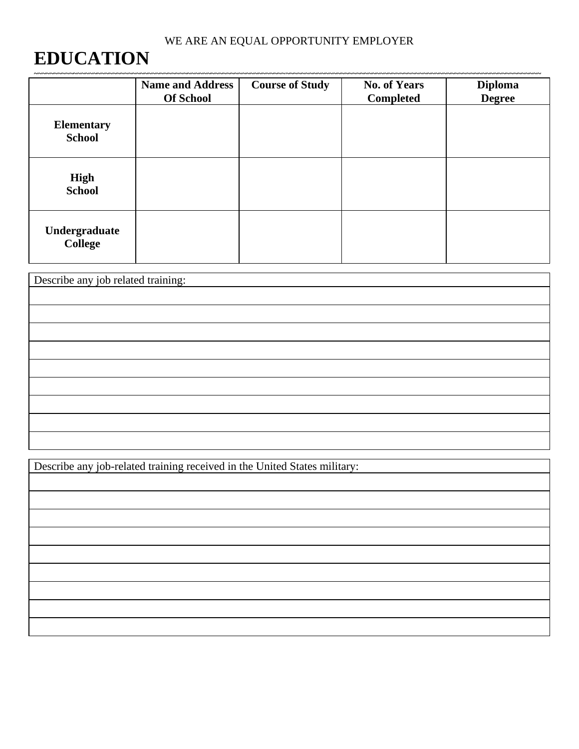WE ARE AN EQUAL OPPORTUNITY EMPLOYER

# EDUCATION

| | Name and Address Of School | Course of Study | No. of Years Completed | Diploma Degree |
|---|---|---|---|---|
| **Elementary School** | | | | |
| **High School** | | | | |
| **Undergraduate College** | | | | |

Describe any job related training:

Describe any job-related training received in the United States military: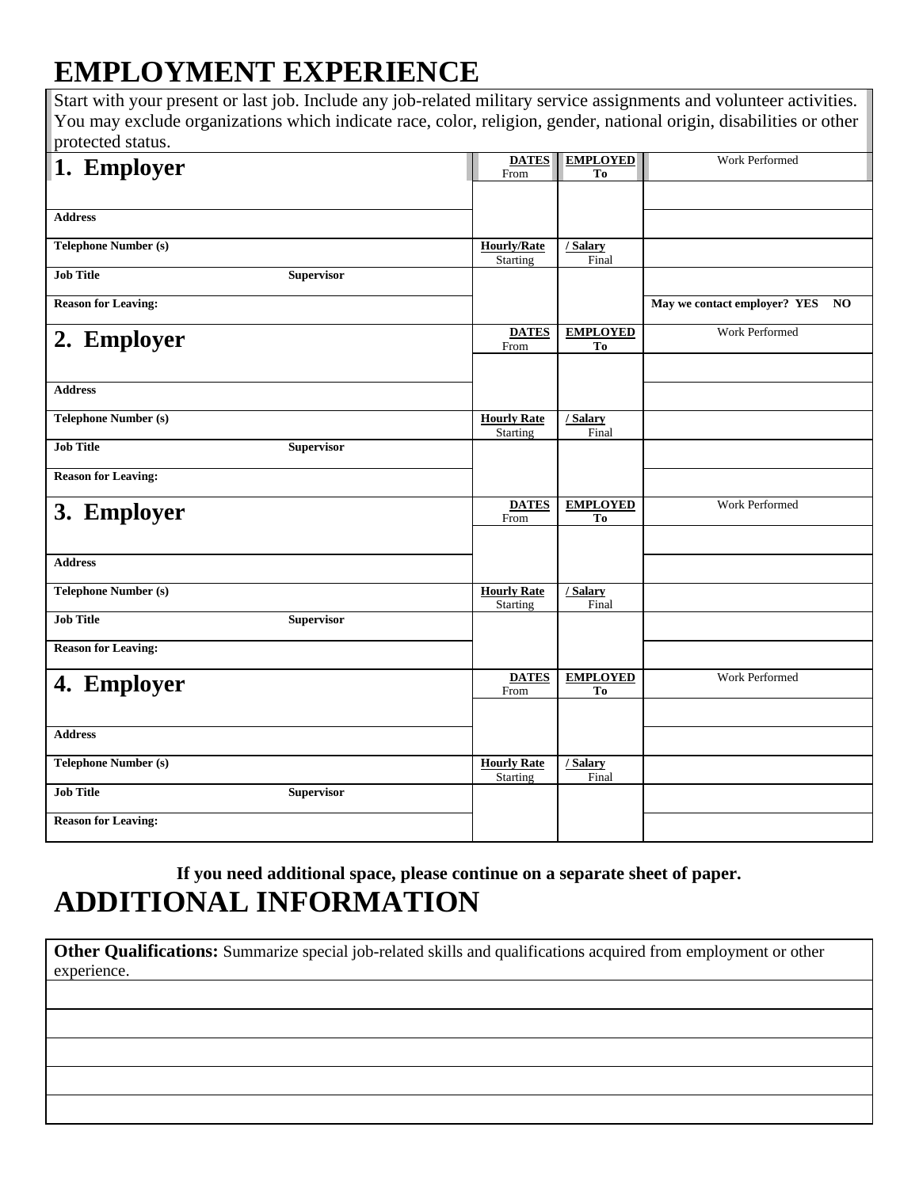# EMPLOYMENT EXPERIENCE

Start with your present or last job. Include any job-related military service assignments and volunteer activities. You may exclude organizations which indicate race, color, religion, gender, national origin, disabilities or other protected status.

| **1. Employer** | **DATES** From | **EMPLOYED** To | Work Performed |
|---|---|---|---|
| | | | |
| **Address** | | | |
| **Telephone Number (s)** | **Hourly/Rate** Starting | **/ Salary** Final | |
| **Job Title** **Supervisor** | | | |
| **Reason for Leaving:** | | | **May we contact employer? YES NO** |

| **2. Employer** | **DATES** From | **EMPLOYED** To | Work Performed |
|---|---|---|---|
| | | | |
| **Address** | | | |
| **Telephone Number (s)** | **Hourly Rate** Starting | **/ Salary** Final | |
| **Job Title** **Supervisor** | | | |
| **Reason for Leaving:** | | | |

| **3. Employer** | **DATES** From | **EMPLOYED** To | Work Performed |
|---|---|---|---|
| | | | |
| **Address** | | | |
| **Telephone Number (s)** | **Hourly Rate** Starting | **/ Salary** Final | |
| **Job Title** **Supervisor** | | | |
| **Reason for Leaving:** | | | |

| **4. Employer** | **DATES** From | **EMPLOYED** To | Work Performed |
|---|---|---|---|
| | | | |
| **Address** | | | |
| **Telephone Number (s)** | **Hourly Rate** Starting | **/ Salary** Final | |
| **Job Title** **Supervisor** | | | |
| **Reason for Leaving:** | | | |

**If you need additional space, please continue on a separate sheet of paper.**

# ADDITIONAL INFORMATION

**Other Qualifications:** Summarize special job-related skills and qualifications acquired from employment or other experience.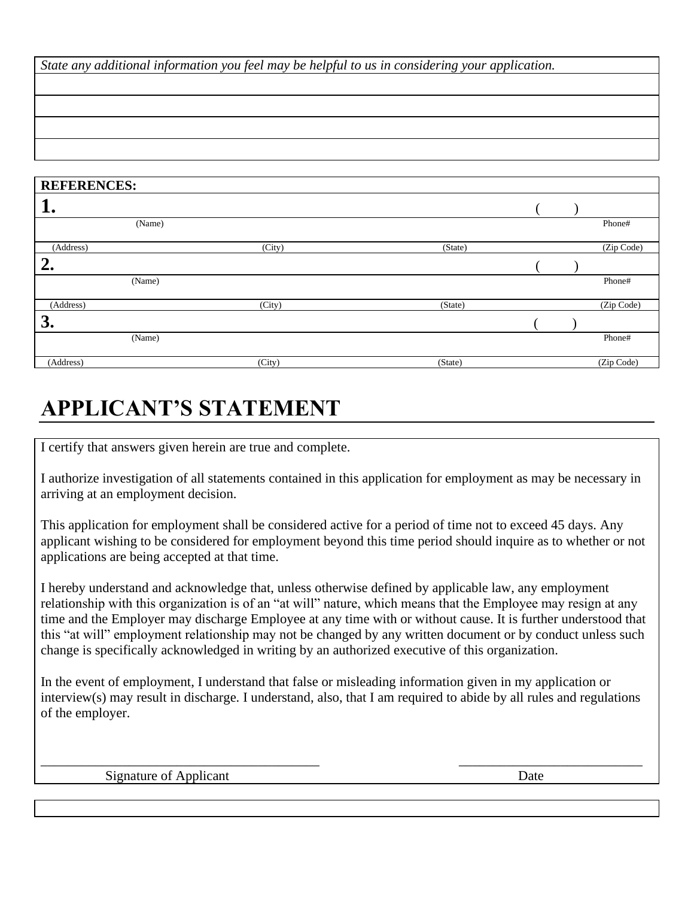| *State any additional information you feel may be helpful to us in considering your application.* |
|---|
| |
| |
| |
| |

| **REFERENCES:** | | | |
|---|---|---|---|
| **1.** | | | ( ) |
| (Name) | | | Phone# |
| (Address) | (City) | (State) | (Zip Code) |
| **2.** | | | ( ) |
| (Name) | | | Phone# |
| (Address) | (City) | (State) | (Zip Code) |
| **3.** | | | ( ) |
| (Name) | | | Phone# |
| (Address) | (City) | (State) | (Zip Code) |

# APPLICANT'S STATEMENT

I certify that answers given herein are true and complete.

I authorize investigation of all statements contained in this application for employment as may be necessary in arriving at an employment decision.

This application for employment shall be considered active for a period of time not to exceed 45 days. Any applicant wishing to be considered for employment beyond this time period should inquire as to whether or not applications are being accepted at that time.

I hereby understand and acknowledge that, unless otherwise defined by applicable law, any employment relationship with this organization is of an "at will" nature, which means that the Employee may resign at any time and the Employer may discharge Employee at any time with or without cause. It is further understood that this "at will" employment relationship may not be changed by any written document or by conduct unless such change is specifically acknowledged in writing by an authorized executive of this organization.

In the event of employment, I understand that false or misleading information given in my application or interview(s) may result in discharge. I understand, also, that I am required to abide by all rules and regulations of the employer.

\_\_\_\_\_\_\_\_\_\_\_\_\_\_\_\_\_\_\_\_\_\_\_\_\_\_\_\_\_\_\_\_\_\_\_\_\_\_\_\_ &nbsp;&nbsp;&nbsp;&nbsp;&nbsp;&nbsp;&nbsp;&nbsp; \_\_\_\_\_\_\_\_\_\_\_\_\_\_\_\_\_\_\_\_\_\_\_\_\_\_\_\_

Signature of Applicant &nbsp;&nbsp;&nbsp;&nbsp;&nbsp;&nbsp;&nbsp;&nbsp;&nbsp;&nbsp;&nbsp;&nbsp;&nbsp;&nbsp;&nbsp;&nbsp;&nbsp;&nbsp;&nbsp;&nbsp;&nbsp;&nbsp;&nbsp;&nbsp;&nbsp;&nbsp;&nbsp;&nbsp;&nbsp;&nbsp;&nbsp;&nbsp;&nbsp;&nbsp; Date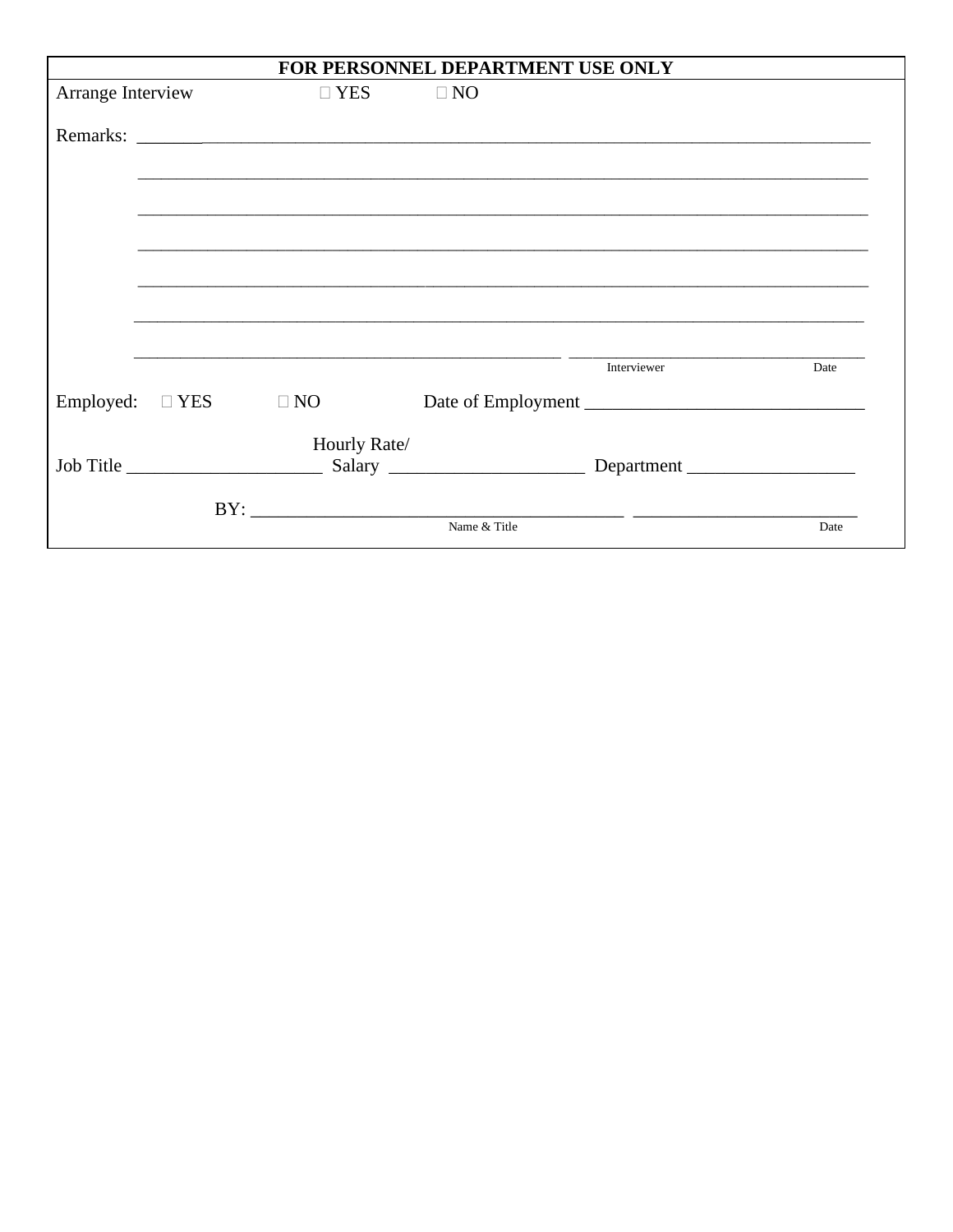**FOR PERSONNEL DEPARTMENT USE ONLY**

Arrange Interview ☐ YES ☐ NO

Remarks: ___________________________________________________________________________

___________________________________________________________________________

___________________________________________________________________________

___________________________________________________________________________

___________________________________________________________________________

___________________________________________________________________________

_____________________________________________ ________________________________

Interviewer Date

Employed: ☐ YES ☐ NO Date of Employment ______________________________

Job Title _____________________ Hourly Rate/ Salary _____________________ Department __________________

BY: _______________________________________ ________________________

Name & Title Date